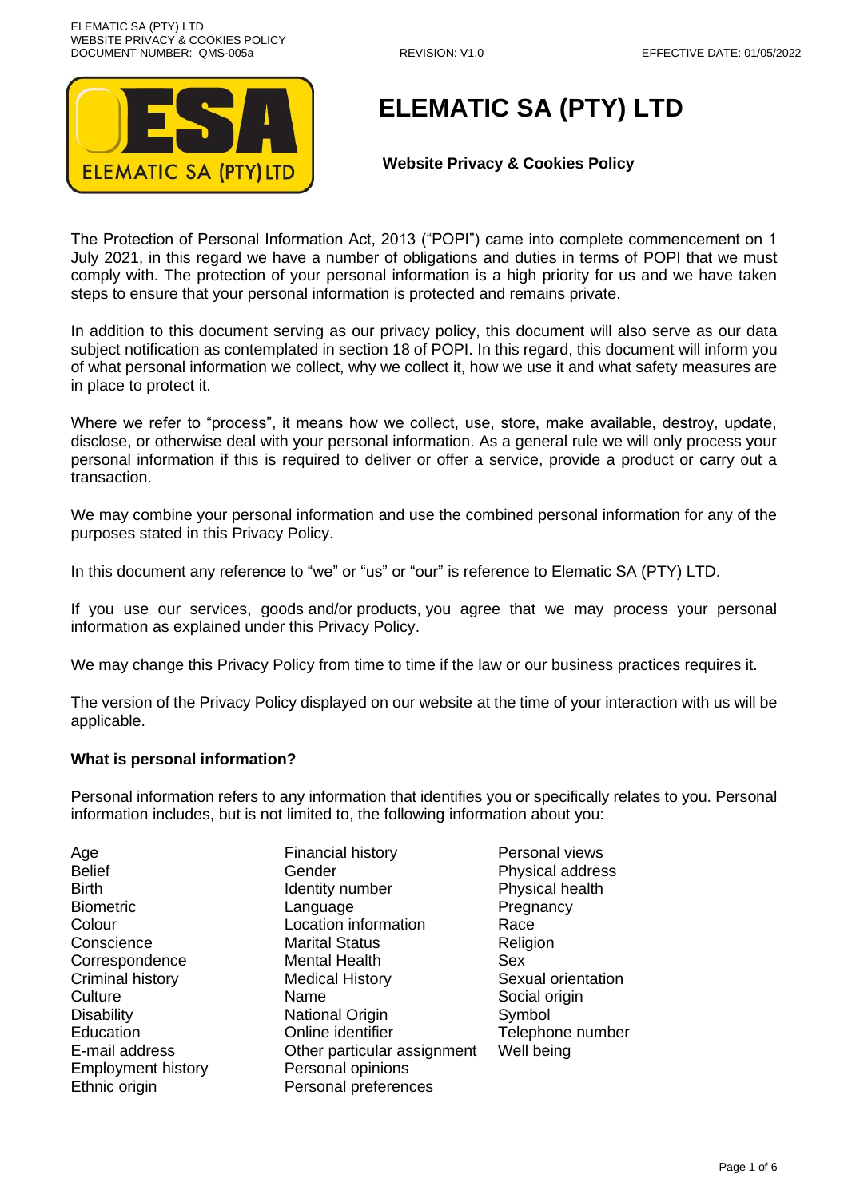# ELEMATIC SA (PTY) LTD

**Website Privacy & Cookies Policy**

The Protection of Personal Information Act, 2013 ("POPI") came into complete commencement on 1 July 2021, in this regard we have a number of obligations and duties in terms of POPI that we must comply with. The protection of your personal information is a high priority for us and we have taken steps to ensure that your personal information is protected and remains private.

In addition to this document serving as our privacy policy, this document will also serve as our data subject notification as contemplated in section 18 of POPI. In this regard, this document will inform you of what personal information we collect, why we collect it, how we use it and what safety measures are in place to protect it.

Where we refer to "process", it means how we collect, use, store, make available, destroy, update, disclose, or otherwise deal with your personal information. As a general rule we will only process your personal information if this is required to deliver or offer a service, provide a product or carry out a transaction.

We may combine your personal information and use the combined personal information for any of the purposes stated in this Privacy Policy.

In this document any reference to "we" or "us" or "our" is reference to Elematic SA (PTY) LTD.

If you use our services, goods and/or products, you agree that we may process your personal information as explained under this Privacy Policy.

We may change this Privacy Policy from time to time if the law or our business practices requires it.

The version of the Privacy Policy displayed on our website at the time of your interaction with us will be applicable.

**What is personal information?**

Personal information refers to any information that identifies you or specifically relates to you. Personal information includes, but is not limited to, the following information about you:

- Age
- Belief
- Birth
- Biometric
- Colour
- Conscience
- Correspondence
- Criminal history
- Culture
- Disability
- Education
- E-mail address
- Employment history
- Ethnic origin
- Financial history
- Gender
- Identity number
- Language
- Location information
- Marital Status
- Mental Health
- Medical History
- Name
- National Origin
- Online identifier
- Other particular assignment
- Personal opinions
- Personal preferences
- Personal views
- Physical address
- Physical health
- Pregnancy
- Race
- Religion
- Sex
- Sexual orientation
- Social origin
- Symbol
- Telephone number
- Well being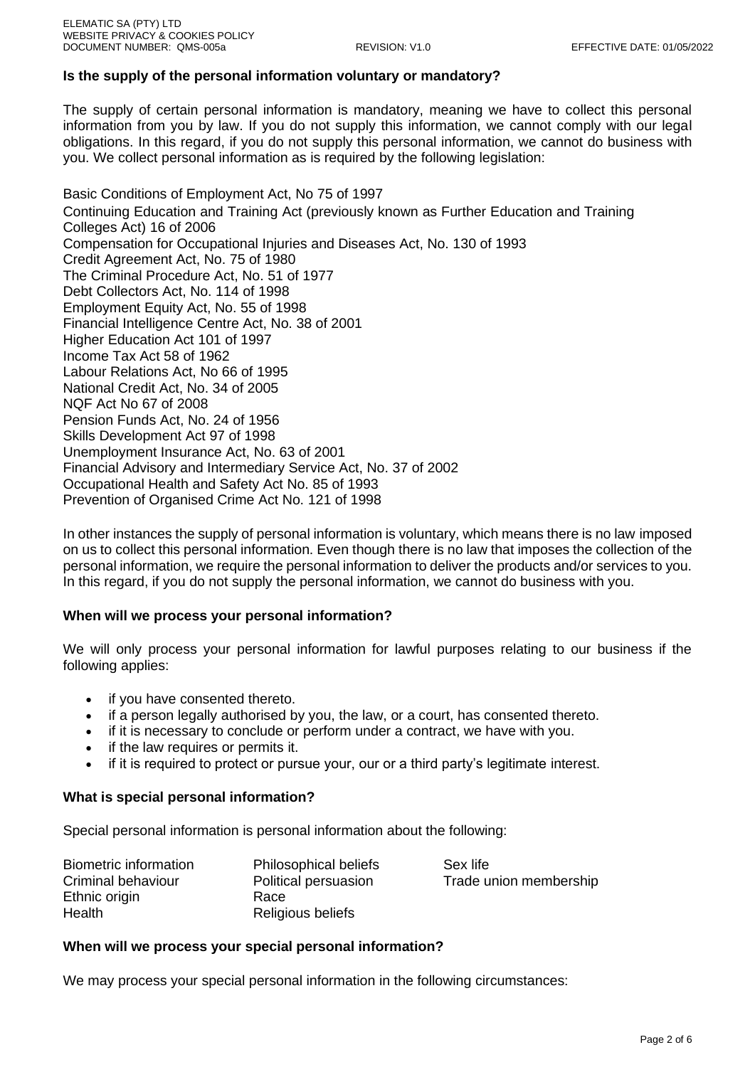**Is the supply of the personal information voluntary or mandatory?**

The supply of certain personal information is mandatory, meaning we have to collect this personal information from you by law. If you do not supply this information, we cannot comply with our legal obligations. In this regard, if you do not supply this personal information, we cannot do business with you. We collect personal information as is required by the following legislation:

Basic Conditions of Employment Act, No 75 of 1997
Continuing Education and Training Act (previously known as Further Education and Training Colleges Act) 16 of 2006
Compensation for Occupational Injuries and Diseases Act, No. 130 of 1993
Credit Agreement Act, No. 75 of 1980
The Criminal Procedure Act, No. 51 of 1977
Debt Collectors Act, No. 114 of 1998
Employment Equity Act, No. 55 of 1998
Financial Intelligence Centre Act, No. 38 of 2001
Higher Education Act 101 of 1997
Income Tax Act 58 of 1962
Labour Relations Act, No 66 of 1995
National Credit Act, No. 34 of 2005
NQF Act No 67 of 2008
Pension Funds Act, No. 24 of 1956
Skills Development Act 97 of 1998
Unemployment Insurance Act, No. 63 of 2001
Financial Advisory and Intermediary Service Act, No. 37 of 2002
Occupational Health and Safety Act No. 85 of 1993
Prevention of Organised Crime Act No. 121 of 1998

In other instances the supply of personal information is voluntary, which means there is no law imposed on us to collect this personal information. Even though there is no law that imposes the collection of the personal information, we require the personal information to deliver the products and/or services to you. In this regard, if you do not supply the personal information, we cannot do business with you.

**When will we process your personal information?**

We will only process your personal information for lawful purposes relating to our business if the following applies:

- if you have consented thereto.
- if a person legally authorised by you, the law, or a court, has consented thereto.
- if it is necessary to conclude or perform under a contract, we have with you.
- if the law requires or permits it.
- if it is required to protect or pursue your, our or a third party's legitimate interest.

**What is special personal information?**

Special personal information is personal information about the following:

- Biometric information
- Criminal behaviour
- Ethnic origin
- Health
- Philosophical beliefs
- Political persuasion
- Race
- Religious beliefs
- Sex life
- Trade union membership

**When will we process your special personal information?**

We may process your special personal information in the following circumstances: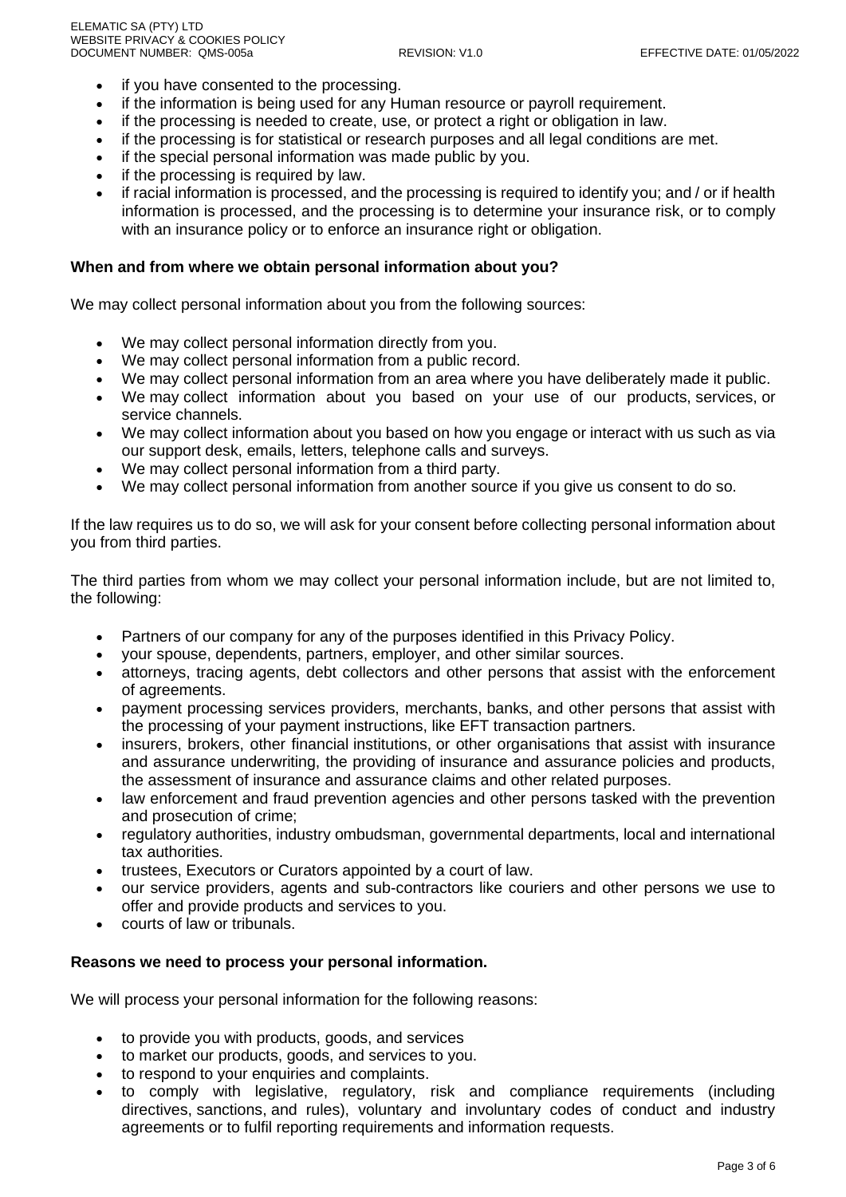- if you have consented to the processing.
- if the information is being used for any Human resource or payroll requirement.
- if the processing is needed to create, use, or protect a right or obligation in law.
- if the processing is for statistical or research purposes and all legal conditions are met.
- if the special personal information was made public by you.
- if the processing is required by law.
- if racial information is processed, and the processing is required to identify you; and / or if health information is processed, and the processing is to determine your insurance risk, or to comply with an insurance policy or to enforce an insurance right or obligation.

**When and from where we obtain personal information about you?**

We may collect personal information about you from the following sources:

- We may collect personal information directly from you.
- We may collect personal information from a public record.
- We may collect personal information from an area where you have deliberately made it public.
- We may collect information about you based on your use of our products, services, or service channels.
- We may collect information about you based on how you engage or interact with us such as via our support desk, emails, letters, telephone calls and surveys.
- We may collect personal information from a third party.
- We may collect personal information from another source if you give us consent to do so.

If the law requires us to do so, we will ask for your consent before collecting personal information about you from third parties.

The third parties from whom we may collect your personal information include, but are not limited to, the following:

- Partners of our company for any of the purposes identified in this Privacy Policy.
- your spouse, dependents, partners, employer, and other similar sources.
- attorneys, tracing agents, debt collectors and other persons that assist with the enforcement of agreements.
- payment processing services providers, merchants, banks, and other persons that assist with the processing of your payment instructions, like EFT transaction partners.
- insurers, brokers, other financial institutions, or other organisations that assist with insurance and assurance underwriting, the providing of insurance and assurance policies and products, the assessment of insurance and assurance claims and other related purposes.
- law enforcement and fraud prevention agencies and other persons tasked with the prevention and prosecution of crime;
- regulatory authorities, industry ombudsman, governmental departments, local and international tax authorities.
- trustees, Executors or Curators appointed by a court of law.
- our service providers, agents and sub-contractors like couriers and other persons we use to offer and provide products and services to you.
- courts of law or tribunals.

**Reasons we need to process your personal information.**

We will process your personal information for the following reasons:

- to provide you with products, goods, and services
- to market our products, goods, and services to you.
- to respond to your enquiries and complaints.
- to comply with legislative, regulatory, risk and compliance requirements (including directives, sanctions, and rules), voluntary and involuntary codes of conduct and industry agreements or to fulfil reporting requirements and information requests.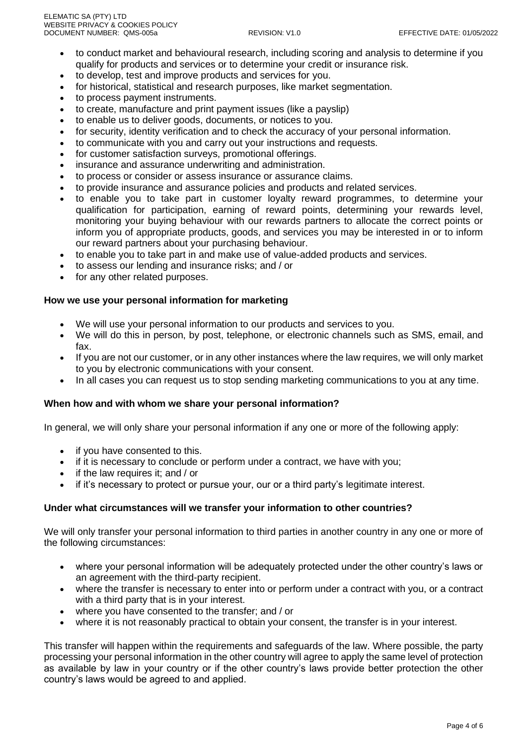- to conduct market and behavioural research, including scoring and analysis to determine if you qualify for products and services or to determine your credit or insurance risk.
- to develop, test and improve products and services for you.
- for historical, statistical and research purposes, like market segmentation.
- to process payment instruments.
- to create, manufacture and print payment issues (like a payslip)
- to enable us to deliver goods, documents, or notices to you.
- for security, identity verification and to check the accuracy of your personal information.
- to communicate with you and carry out your instructions and requests.
- for customer satisfaction surveys, promotional offerings.
- insurance and assurance underwriting and administration.
- to process or consider or assess insurance or assurance claims.
- to provide insurance and assurance policies and products and related services.
- to enable you to take part in customer loyalty reward programmes, to determine your qualification for participation, earning of reward points, determining your rewards level, monitoring your buying behaviour with our rewards partners to allocate the correct points or inform you of appropriate products, goods, and services you may be interested in or to inform our reward partners about your purchasing behaviour.
- to enable you to take part in and make use of value-added products and services.
- to assess our lending and insurance risks; and / or
- for any other related purposes.

**How we use your personal information for marketing**

- We will use your personal information to our products and services to you.
- We will do this in person, by post, telephone, or electronic channels such as SMS, email, and fax.
- If you are not our customer, or in any other instances where the law requires, we will only market to you by electronic communications with your consent.
- In all cases you can request us to stop sending marketing communications to you at any time.

**When how and with whom we share your personal information?**

In general, we will only share your personal information if any one or more of the following apply:

- if you have consented to this.
- if it is necessary to conclude or perform under a contract, we have with you;
- if the law requires it; and / or
- if it's necessary to protect or pursue your, our or a third party's legitimate interest.

**Under what circumstances will we transfer your information to other countries?**

We will only transfer your personal information to third parties in another country in any one or more of the following circumstances:

- where your personal information will be adequately protected under the other country's laws or an agreement with the third-party recipient.
- where the transfer is necessary to enter into or perform under a contract with you, or a contract with a third party that is in your interest.
- where you have consented to the transfer; and / or
- where it is not reasonably practical to obtain your consent, the transfer is in your interest.

This transfer will happen within the requirements and safeguards of the law. Where possible, the party processing your personal information in the other country will agree to apply the same level of protection as available by law in your country or if the other country's laws provide better protection the other country's laws would be agreed to and applied.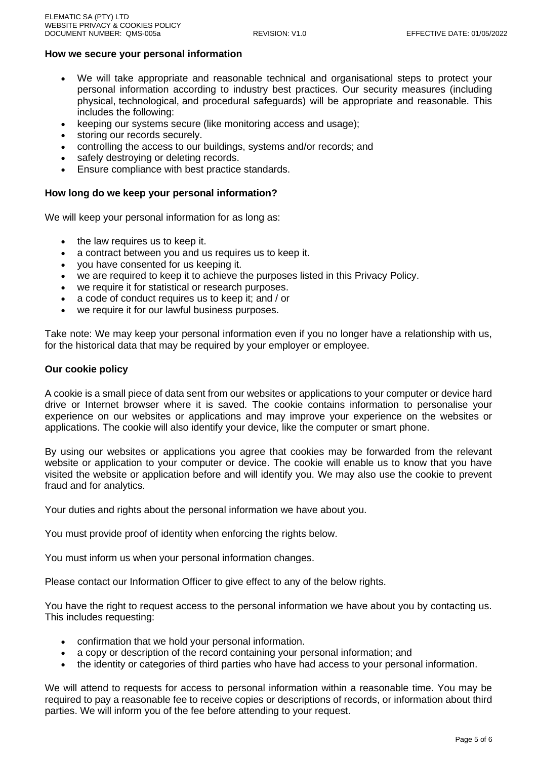### How we secure your personal information

- We will take appropriate and reasonable technical and organisational steps to protect your personal information according to industry best practices. Our security measures (including physical, technological, and procedural safeguards) will be appropriate and reasonable. This includes the following:
- keeping our systems secure (like monitoring access and usage);
- storing our records securely.
- controlling the access to our buildings, systems and/or records; and
- safely destroying or deleting records.
- Ensure compliance with best practice standards.

### How long do we keep your personal information?

We will keep your personal information for as long as:

- the law requires us to keep it.
- a contract between you and us requires us to keep it.
- you have consented for us keeping it.
- we are required to keep it to achieve the purposes listed in this Privacy Policy.
- we require it for statistical or research purposes.
- a code of conduct requires us to keep it; and / or
- we require it for our lawful business purposes.

Take note: We may keep your personal information even if you no longer have a relationship with us, for the historical data that may be required by your employer or employee.

### Our cookie policy

A cookie is a small piece of data sent from our websites or applications to your computer or device hard drive or Internet browser where it is saved. The cookie contains information to personalise your experience on our websites or applications and may improve your experience on the websites or applications. The cookie will also identify your device, like the computer or smart phone.

By using our websites or applications you agree that cookies may be forwarded from the relevant website or application to your computer or device. The cookie will enable us to know that you have visited the website or application before and will identify you. We may also use the cookie to prevent fraud and for analytics.

Your duties and rights about the personal information we have about you.

You must provide proof of identity when enforcing the rights below.

You must inform us when your personal information changes.

Please contact our Information Officer to give effect to any of the below rights.

You have the right to request access to the personal information we have about you by contacting us. This includes requesting:

- confirmation that we hold your personal information.
- a copy or description of the record containing your personal information; and
- the identity or categories of third parties who have had access to your personal information.

We will attend to requests for access to personal information within a reasonable time. You may be required to pay a reasonable fee to receive copies or descriptions of records, or information about third parties. We will inform you of the fee before attending to your request.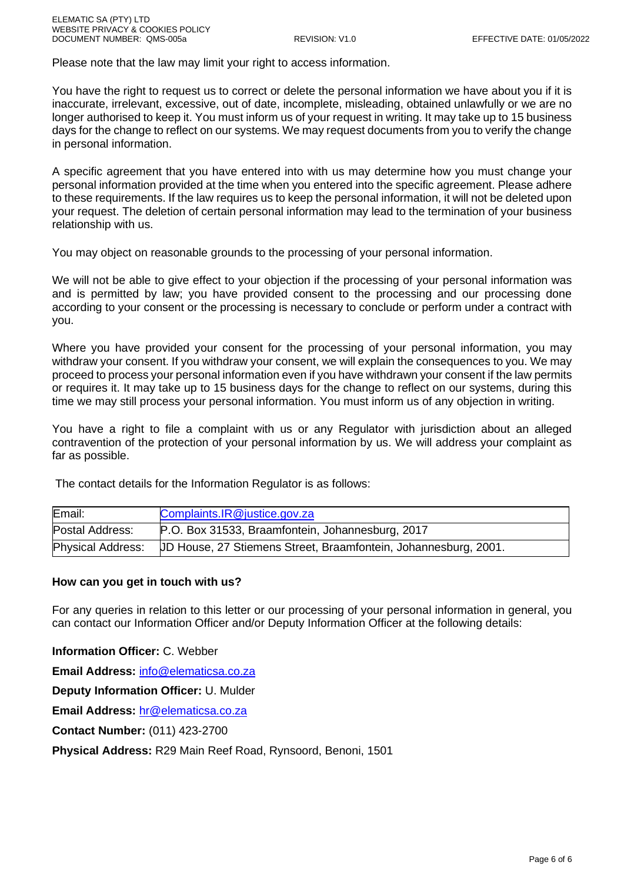Please note that the law may limit your right to access information.

You have the right to request us to correct or delete the personal information we have about you if it is inaccurate, irrelevant, excessive, out of date, incomplete, misleading, obtained unlawfully or we are no longer authorised to keep it. You must inform us of your request in writing. It may take up to 15 business days for the change to reflect on our systems. We may request documents from you to verify the change in personal information.

A specific agreement that you have entered into with us may determine how you must change your personal information provided at the time when you entered into the specific agreement. Please adhere to these requirements. If the law requires us to keep the personal information, it will not be deleted upon your request. The deletion of certain personal information may lead to the termination of your business relationship with us.

You may object on reasonable grounds to the processing of your personal information.

We will not be able to give effect to your objection if the processing of your personal information was and is permitted by law; you have provided consent to the processing and our processing done according to your consent or the processing is necessary to conclude or perform under a contract with you.

Where you have provided your consent for the processing of your personal information, you may withdraw your consent. If you withdraw your consent, we will explain the consequences to you. We may proceed to process your personal information even if you have withdrawn your consent if the law permits or requires it. It may take up to 15 business days for the change to reflect on our systems, during this time we may still process your personal information. You must inform us of any objection in writing.

You have a right to file a complaint with us or any Regulator with jurisdiction about an alleged contravention of the protection of your personal information by us. We will address your complaint as far as possible.

The contact details for the Information Regulator is as follows:

| | |
|---|---|
| Email: | Complaints.IR@justice.gov.za |
| Postal Address: | P.O. Box 31533, Braamfontein, Johannesburg, 2017 |
| Physical Address: | JD House, 27 Stiemens Street, Braamfontein, Johannesburg, 2001. |

**How can you get in touch with us?**

For any queries in relation to this letter or our processing of your personal information in general, you can contact our Information Officer and/or Deputy Information Officer at the following details:

**Information Officer:** C. Webber

**Email Address:** info@elematicsa.co.za

**Deputy Information Officer:** U. Mulder

**Email Address:** hr@elematicsa.co.za

**Contact Number:** (011) 423-2700

**Physical Address:** R29 Main Reef Road, Rynsoord, Benoni, 1501